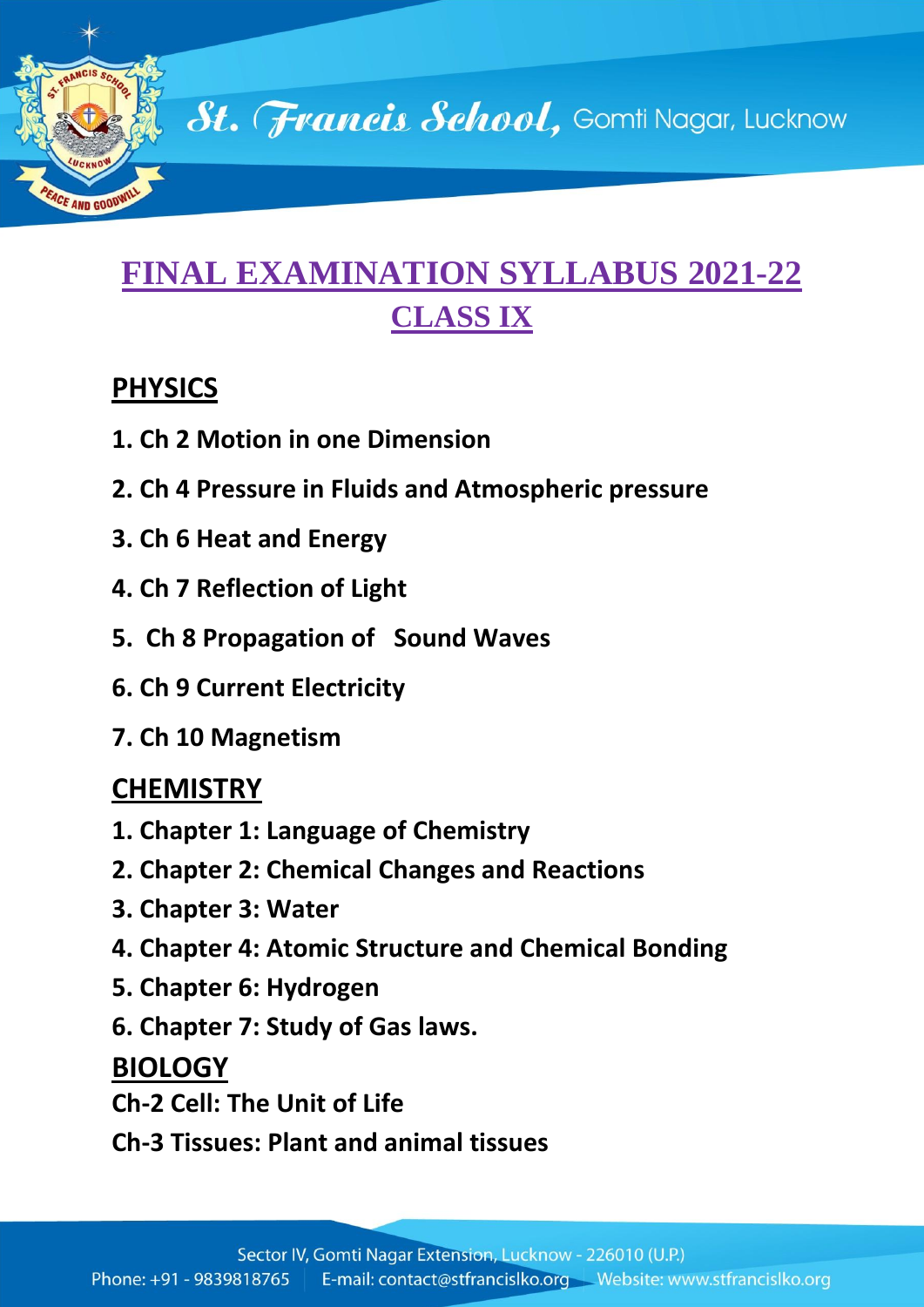# FINAL EXAMINATION SYLLABUS 2021-22

## CLASS IX

### PHYSICS

1. Ch 2 Motion in one Dimension
2. Ch 4 Pressure in Fluids and Atmospheric pressure
3. Ch 6 Heat and Energy
4. Ch 7 Reflection of Light
5. Ch 8 Propagation of Sound Waves
6. Ch 9 Current Electricity
7. Ch 10 Magnetism

### CHEMISTRY

1. Chapter 1: Language of Chemistry
2. Chapter 2: Chemical Changes and Reactions
3. Chapter 3: Water
4. Chapter 4: Atomic Structure and Chemical Bonding
5. Chapter 6: Hydrogen
6. Chapter 7: Study of Gas laws.

### BIOLOGY

**Ch-2 Cell: The Unit of Life**

**Ch-3 Tissues: Plant and animal tissues**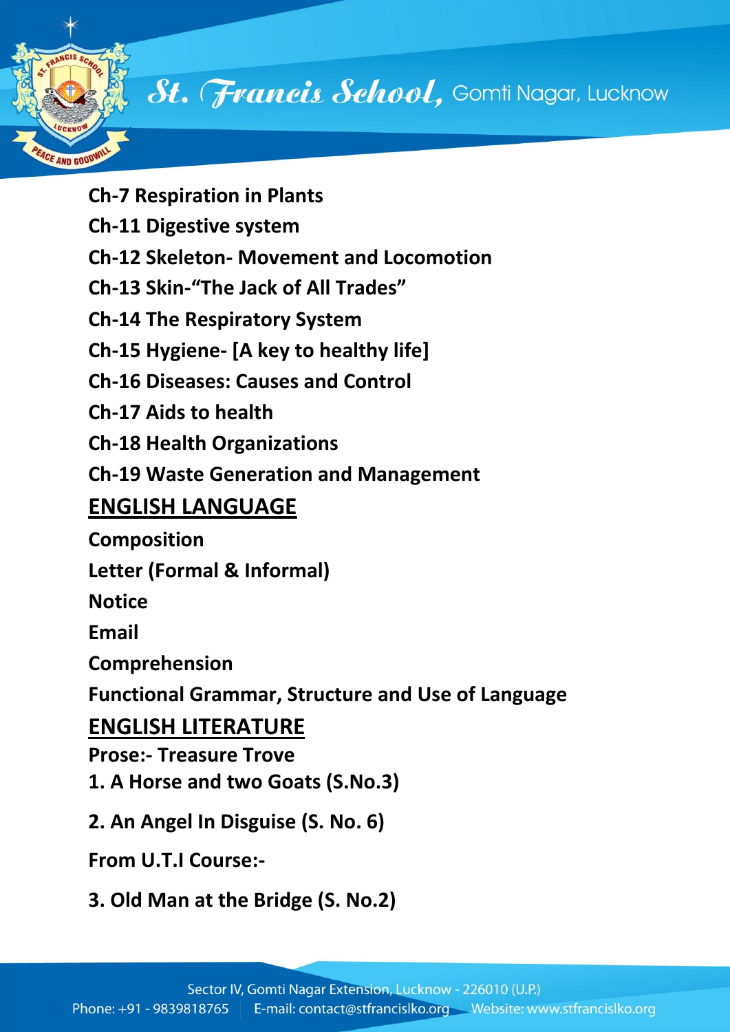**Ch-7 Respiration in Plants**

**Ch-11 Digestive system**

**Ch-12 Skeleton- Movement and Locomotion**

**Ch-13 Skin-"The Jack of All Trades"**

**Ch-14 The Respiratory System**

**Ch-15 Hygiene- [A key to healthy life]**

**Ch-16 Diseases: Causes and Control**

**Ch-17 Aids to health**

**Ch-18 Health Organizations**

**Ch-19 Waste Generation and Management**

## ENGLISH LANGUAGE

**Composition**

**Letter (Formal & Informal)**

**Notice**

**Email**

**Comprehension**

**Functional Grammar, Structure and Use of Language**

## ENGLISH LITERATURE

**Prose:- Treasure Trove**

**1. A Horse and two Goats (S.No.3)**

**2. An Angel In Disguise (S. No. 6)**

**From U.T.I Course:-**

**3. Old Man at the Bridge (S. No.2)**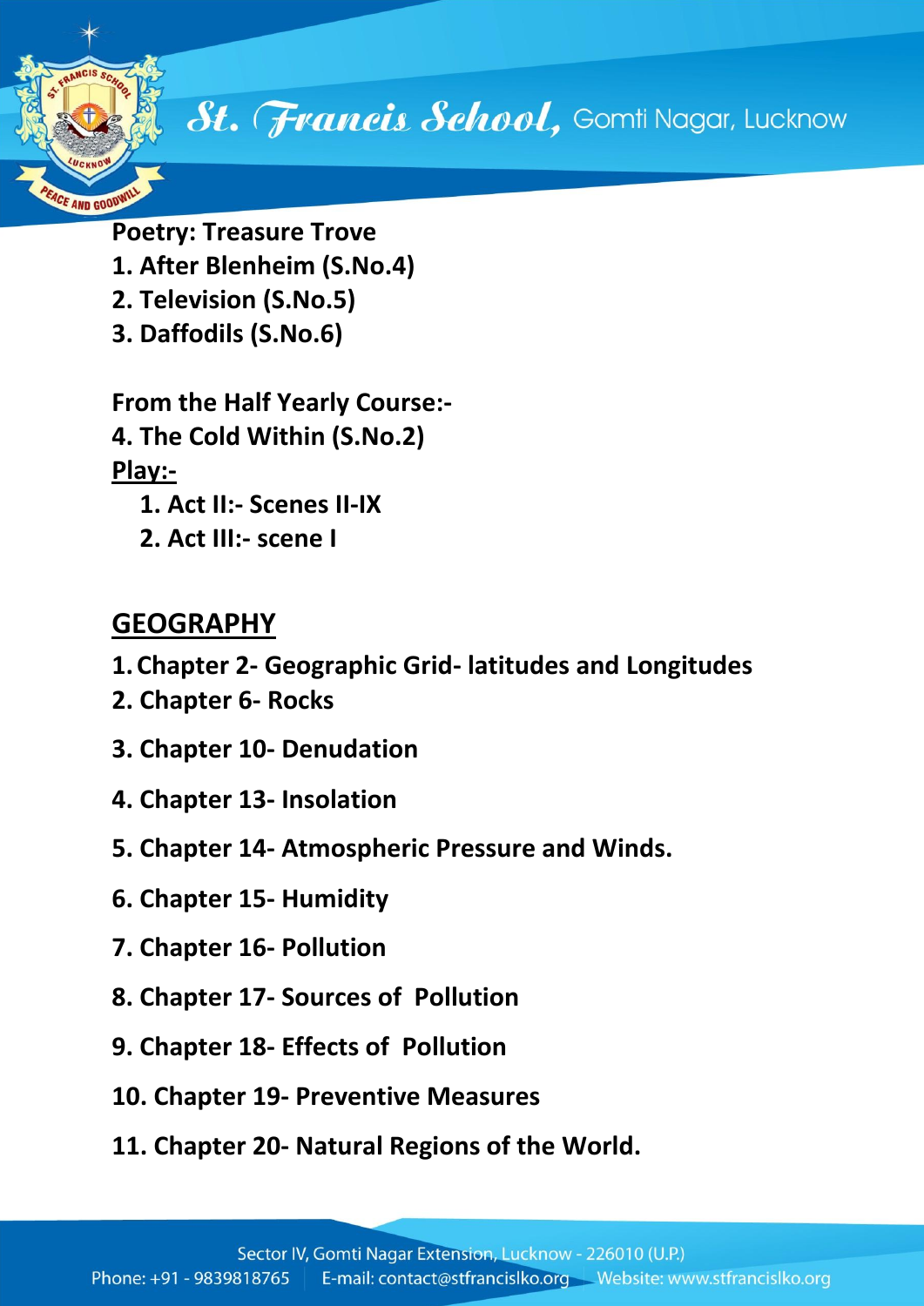**Poetry: Treasure Trove**

1. After Blenheim (S.No.4)
2. Television (S.No.5)
3. Daffodils (S.No.6)

**From the Half Yearly Course:-**

4. The Cold Within (S.No.2)

**Play:-**

1. Act II:- Scenes II-IX
2. Act III:- scene I

## GEOGRAPHY

1. Chapter 2- Geographic Grid- latitudes and Longitudes
2. Chapter 6- Rocks
3. Chapter 10- Denudation
4. Chapter 13- Insolation
5. Chapter 14- Atmospheric Pressure and Winds.
6. Chapter 15- Humidity
7. Chapter 16- Pollution
8. Chapter 17- Sources of Pollution
9. Chapter 18- Effects of Pollution
10. Chapter 19- Preventive Measures
11. Chapter 20- Natural Regions of the World.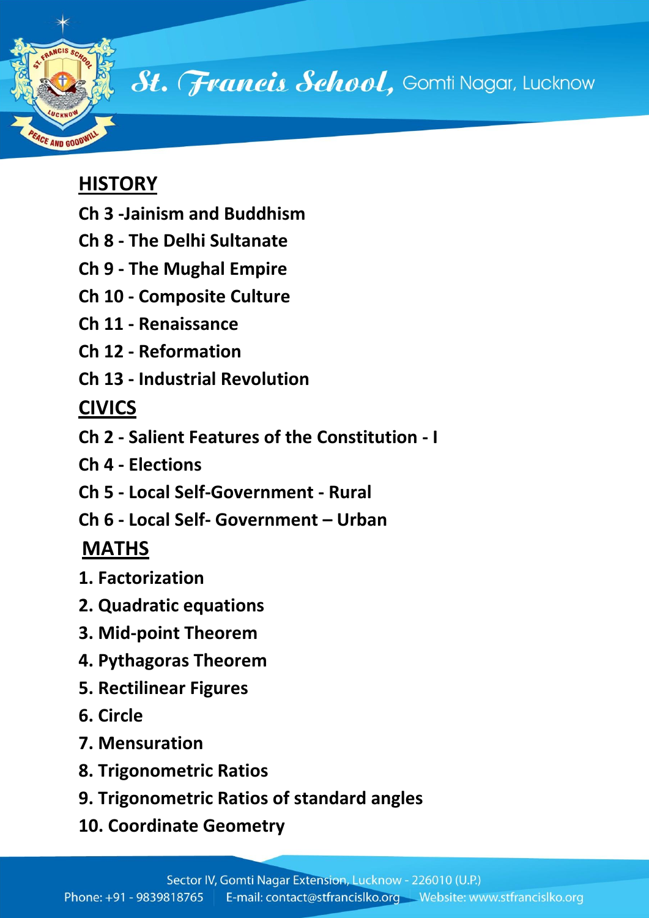## HISTORY

**Ch 3 -Jainism and Buddhism**

**Ch 8 - The Delhi Sultanate**

**Ch 9 - The Mughal Empire**

**Ch 10 - Composite Culture**

**Ch 11 - Renaissance**

**Ch 12 - Reformation**

**Ch 13 - Industrial Revolution**

## CIVICS

**Ch 2 - Salient Features of the Constitution - I**

**Ch 4 - Elections**

**Ch 5 - Local Self-Government - Rural**

**Ch 6 - Local Self- Government – Urban**

## MATHS

1. **Factorization**
2. **Quadratic equations**
3. **Mid-point Theorem**
4. **Pythagoras Theorem**
5. **Rectilinear Figures**
6. **Circle**
7. **Mensuration**
8. **Trigonometric Ratios**
9. **Trigonometric Ratios of standard angles**
10. **Coordinate Geometry**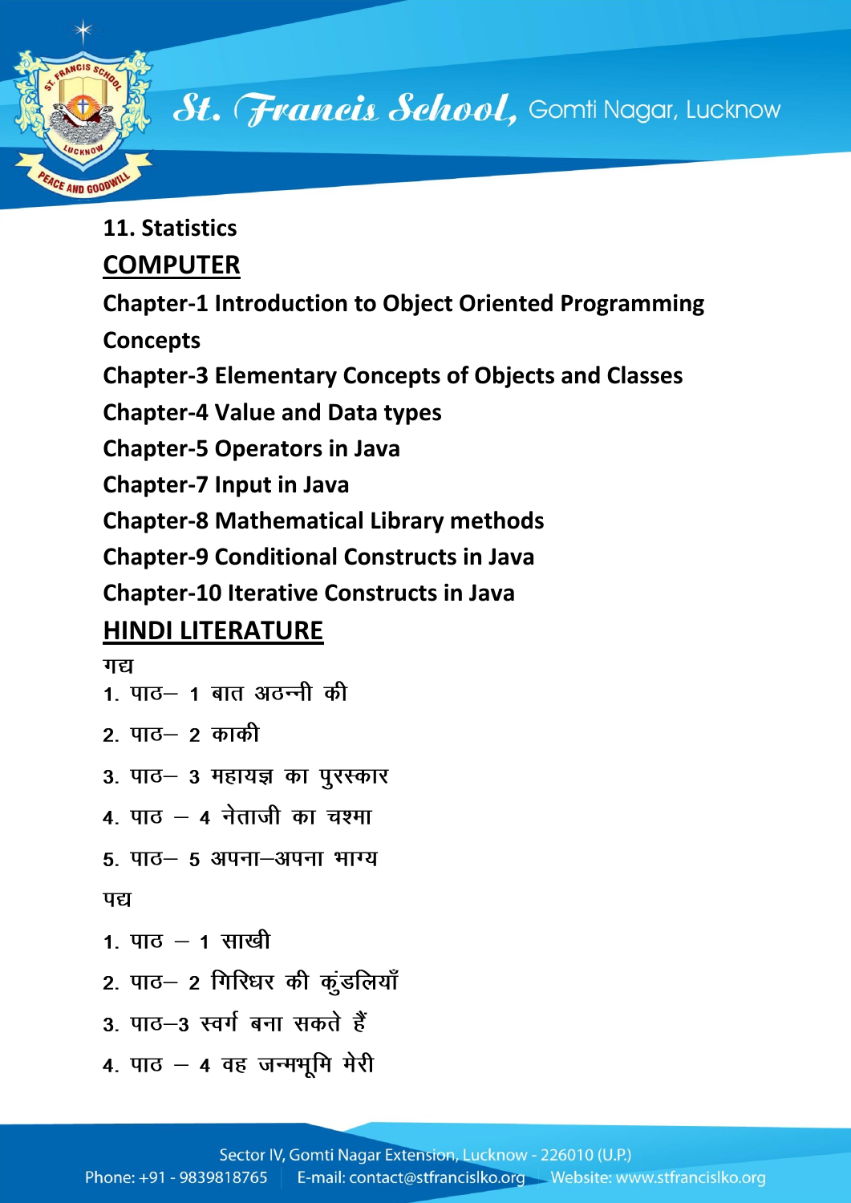11. Statistics

## COMPUTER

Chapter-1 Introduction to Object Oriented Programming Concepts

Chapter-3 Elementary Concepts of Objects and Classes

Chapter-4 Value and Data types

Chapter-5 Operators in Java

Chapter-7 Input in Java

Chapter-8 Mathematical Library methods

Chapter-9 Conditional Constructs in Java

Chapter-10 Iterative Constructs in Java

## HINDI LITERATURE

गद्य

1. पाठ– 1 बात अठन्नी की
2. पाठ– 2 काकी
3. पाठ– 3 महायज्ञ का पुरस्कार
4. पाठ – 4 नेताजी का चश्मा
5. पाठ– 5 अपना–अपना भाग्य

पद्य

1. पाठ – 1 साखी
2. पाठ– 2 गिरिधर की कुंडलियाँ
3. पाठ–3 स्वर्ग बना सकते हैं
4. पाठ – 4 वह जन्मभूमि मेरी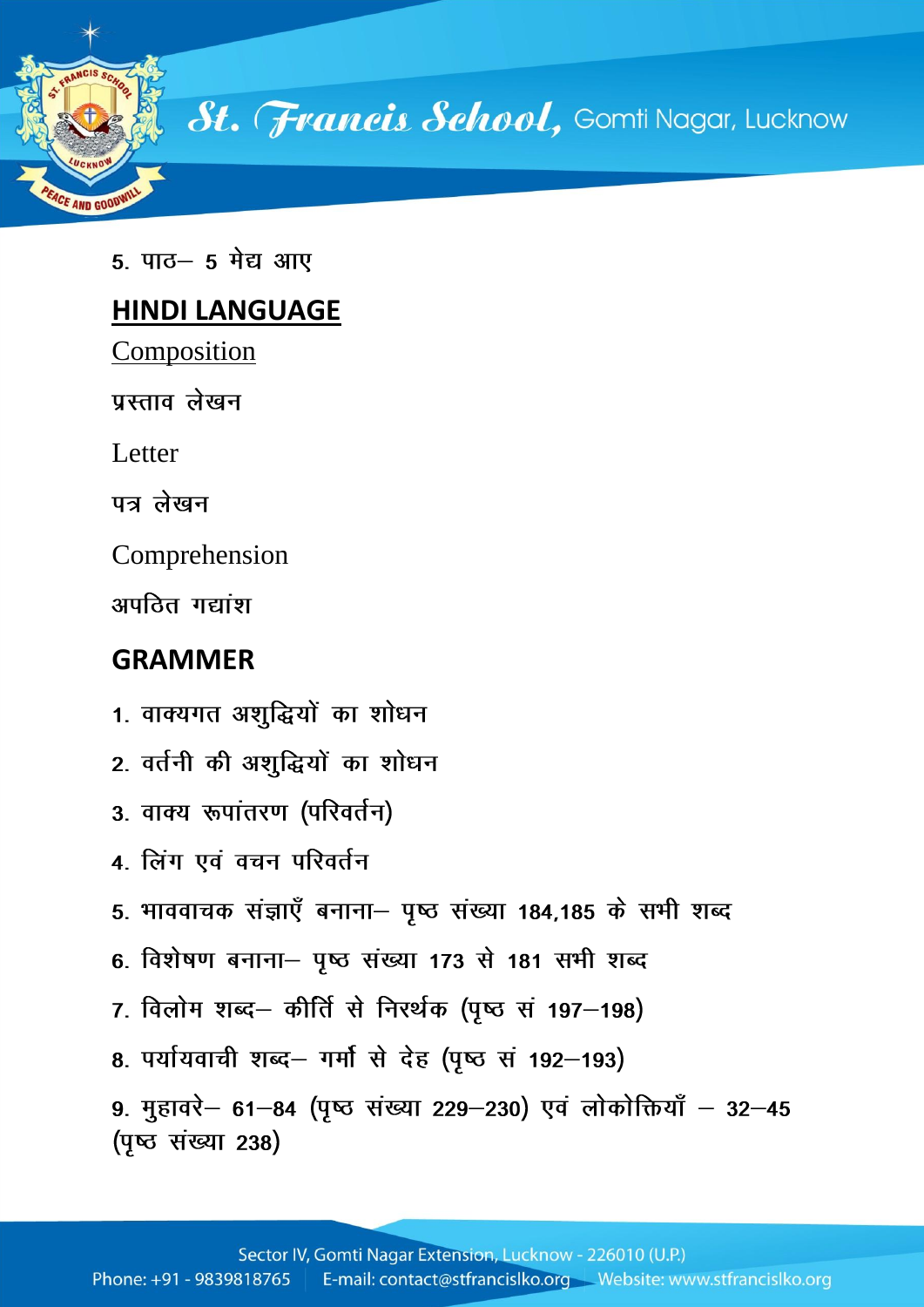5. पाठ– 5 मेघ आए

## HINDI LANGUAGE

Composition

प्रस्ताव लेखन

Letter

पत्र लेखन

Comprehension

अपठित गद्यांश

## GRAMMER

1. वाक्यगत अशुद्धियों का शोधन
2. वर्तनी की अशुद्धियों का शोधन
3. वाक्य रूपांतरण (परिवर्तन)
4. लिंग एवं वचन परिवर्तन
5. भाववाचक संज्ञाएँ बनाना– पृष्ठ संख्या 184,185 के सभी शब्द
6. विशेषण बनाना– पृष्ठ संख्या 173 से 181 सभी शब्द
7. विलोम शब्द– कीर्ति से निरर्थक (पृष्ठ सं 197–198)
8. पर्यायवाची शब्द– गर्मा से देह (पृष्ठ सं 192–193)
9. मुहावरे– 61–84 (पृष्ठ संख्या 229–230) एवं लोकोक्तियाँ – 32–45 (पृष्ठ संख्या 238)